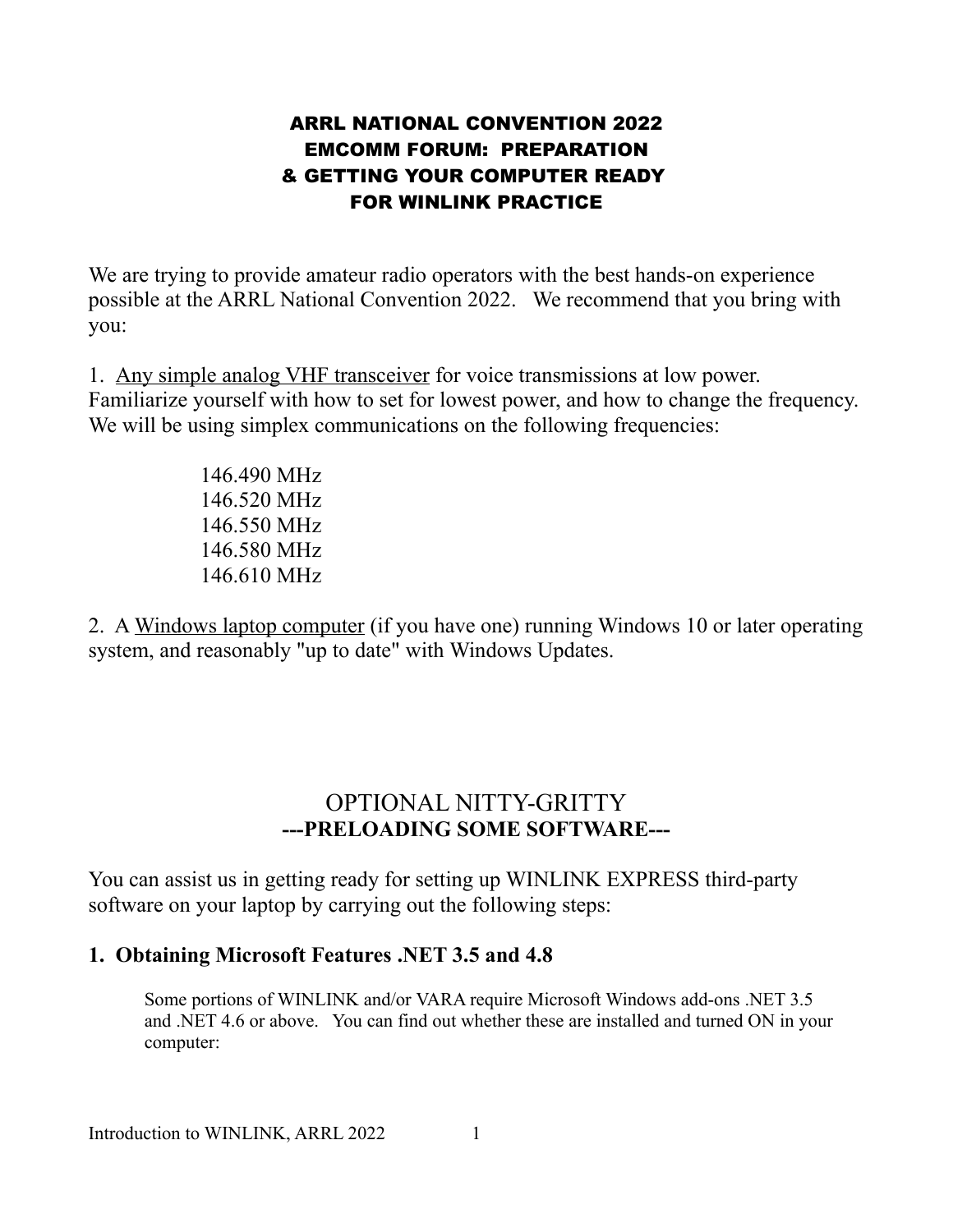# ARRL NATIONAL CONVENTION 2022 EMCOMM FORUM: PREPARATION & GETTING YOUR COMPUTER READY FOR WINLINK PRACTICE

We are trying to provide amateur radio operators with the best hands-on experience possible at the ARRL National Convention 2022. We recommend that you bring with you:

1. Any simple analog VHF transceiver for voice transmissions at low power. Familiarize yourself with how to set for lowest power, and how to change the frequency. We will be using simplex communications on the following frequencies:

   146.490 MHz
   146.520 MHz
   146.550 MHz
   146.580 MHz
   146.610 MHz

2. A Windows laptop computer (if you have one) running Windows 10 or later operating system, and reasonably "up to date" with Windows Updates.

## OPTIONAL NITTY-GRITTY
## ---PRELOADING SOME SOFTWARE---

You can assist us in getting ready for setting up WINLINK EXPRESS third-party software on your laptop by carrying out the following steps:

### 1. Obtaining Microsoft Features .NET 3.5 and 4.8

Some portions of WINLINK and/or VARA require Microsoft Windows add-ons .NET 3.5 and .NET 4.6 or above. You can find out whether these are installed and turned ON in your computer: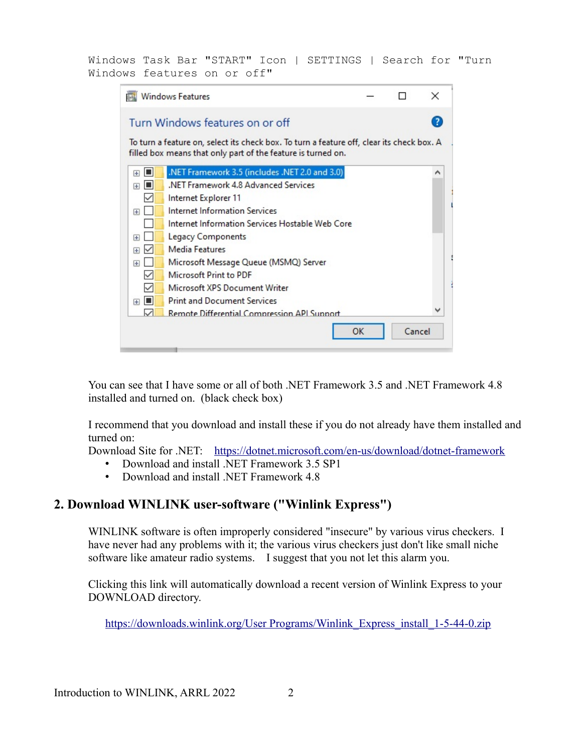```
Windows Task Bar "START" Icon | SETTINGS | Search for "Turn
Windows features on or off"
```

You can see that I have some or all of both .NET Framework 3.5 and .NET Framework 4.8 installed and turned on. (black check box)

I recommend that you download and install these if you do not already have them installed and turned on:

Download Site for .NET: https://dotnet.microsoft.com/en-us/download/dotnet-framework

- Download and install .NET Framework 3.5 SP1
- Download and install .NET Framework 4.8

## 2. Download WINLINK user-software ("Winlink Express")

WINLINK software is often improperly considered "insecure" by various virus checkers. I have never had any problems with it; the various virus checkers just don't like small niche software like amateur radio systems. I suggest that you not let this alarm you.

Clicking this link will automatically download a recent version of Winlink Express to your DOWNLOAD directory.

https://downloads.winlink.org/User Programs/Winlink_Express_install_1-5-44-0.zip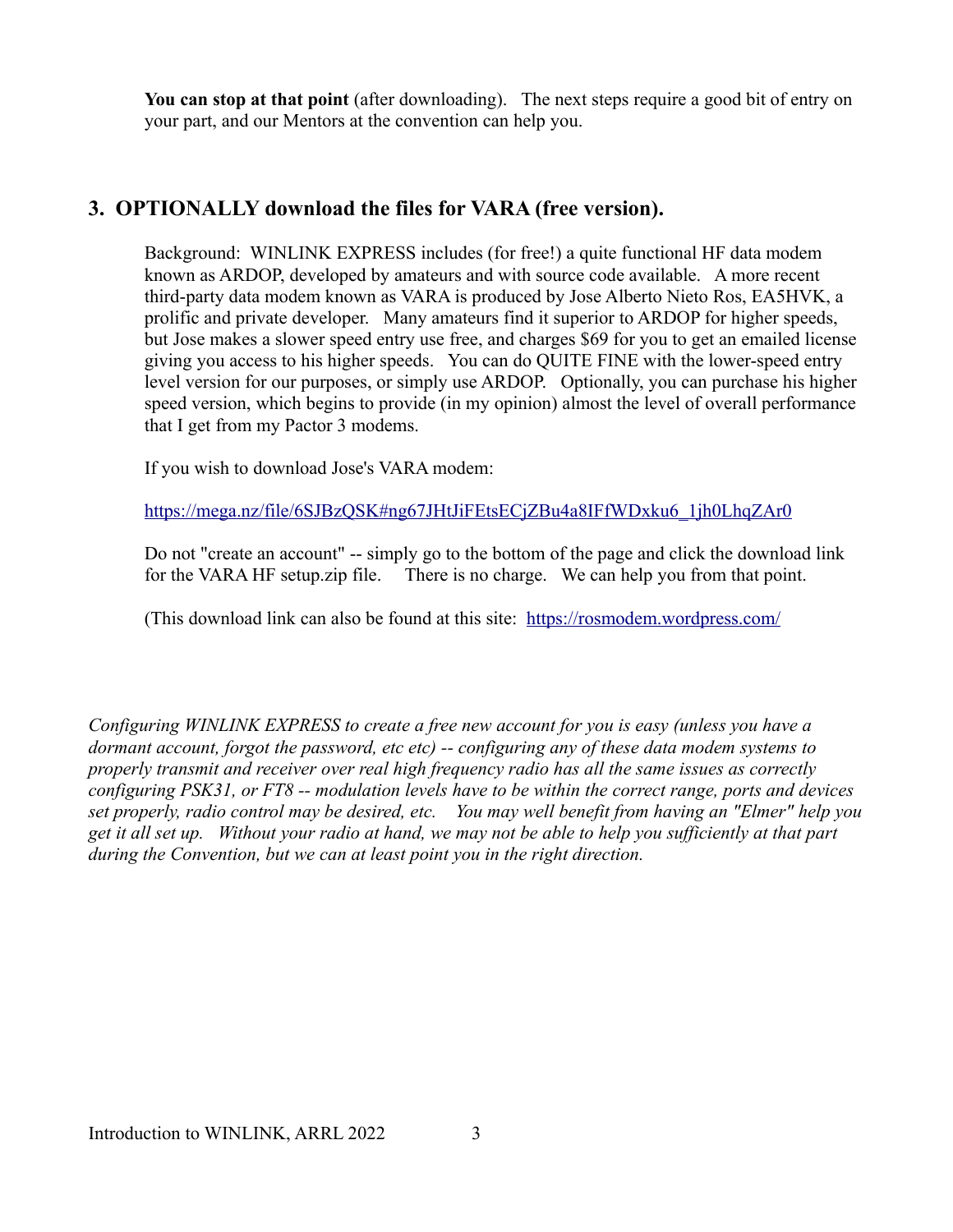**You can stop at that point** (after downloading). The next steps require a good bit of entry on your part, and our Mentors at the convention can help you.

## 3. OPTIONALLY download the files for VARA (free version).

Background: WINLINK EXPRESS includes (for free!) a quite functional HF data modem known as ARDOP, developed by amateurs and with source code available. A more recent third-party data modem known as VARA is produced by Jose Alberto Nieto Ros, EA5HVK, a prolific and private developer. Many amateurs find it superior to ARDOP for higher speeds, but Jose makes a slower speed entry use free, and charges $69 for you to get an emailed license giving you access to his higher speeds. You can do QUITE FINE with the lower-speed entry level version for our purposes, or simply use ARDOP. Optionally, you can purchase his higher speed version, which begins to provide (in my opinion) almost the level of overall performance that I get from my Pactor 3 modems.

If you wish to download Jose's VARA modem:

https://mega.nz/file/6SJBzQSK#ng67JHtJiFEtsECjZBu4a8IFfWDxku6_1jh0LhqZAr0

Do not "create an account" -- simply go to the bottom of the page and click the download link for the VARA HF setup.zip file. There is no charge. We can help you from that point.

(This download link can also be found at this site: https://rosmodem.wordpress.com/

*Configuring WINLINK EXPRESS to create a free new account for you is easy (unless you have a dormant account, forgot the password, etc etc) -- configuring any of these data modem systems to properly transmit and receiver over real high frequency radio has all the same issues as correctly configuring PSK31, or FT8 -- modulation levels have to be within the correct range, ports and devices set properly, radio control may be desired, etc. You may well benefit from having an "Elmer" help you get it all set up. Without your radio at hand, we may not be able to help you sufficiently at that part during the Convention, but we can at least point you in the right direction.*